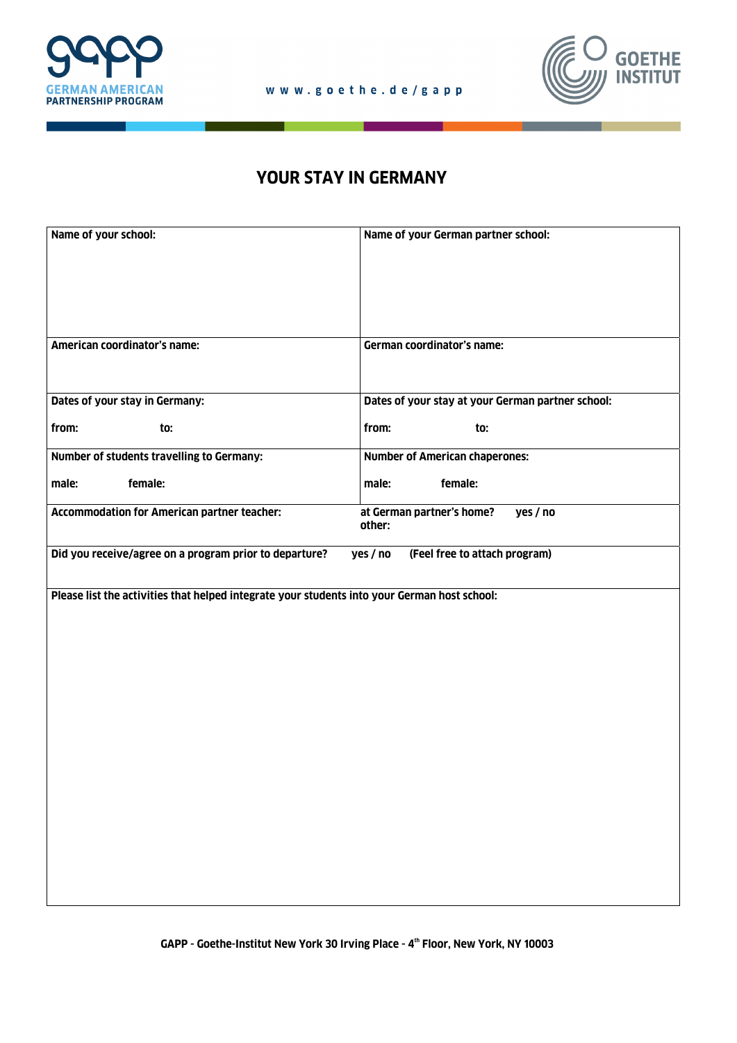GERMAN AMERICAN PARTNERSHIP PROGRAM

www.goethe.de/gapp

GOETHE INSTITUT

# YOUR STAY IN GERMANY

| Name of your school: | Name of your German partner school: |
|---|---|
| American coordinator's name: | German coordinator's name: |
| Dates of your stay in Germany:<br><br>from: to: | Dates of your stay at your German partner school:<br><br>from: to: |
| Number of students travelling to Germany:<br><br>male: female: | Number of American chaperones:<br><br>male: female: |
| Accommodation for American partner teacher: | at German partner's home? yes / no<br>other: |
| Did you receive/agree on a program prior to departure? yes / no (Feel free to attach program) | |
| Please list the activities that helped integrate your students into your German host school: | |

GAPP - Goethe-Institut New York 30 Irving Place - 4th Floor, New York, NY 10003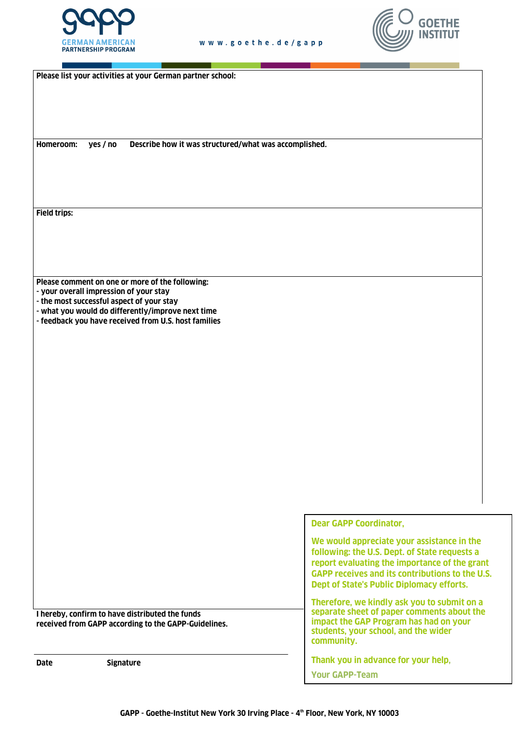GERMAN AMERICAN PARTNERSHIP PROGRAM

www.goethe.de/gapp

GOETHE INSTITUT

**Please list your activities at your German partner school:**

**Homeroom: yes / no Describe how it was structured/what was accomplished.**

**Field trips:**

**Please comment on one or more of the following:**

- your overall impression of your stay
- the most successful aspect of your stay
- what you would do differently/improve next time
- feedback you have received from U.S. host families

**I hereby, confirm to have distributed the funds received from GAPP according to the GAPP-Guidelines.**

**Date** **Signature**

Dear GAPP Coordinator,

We would appreciate your assistance in the following: the U.S. Dept. of State requests a report evaluating the importance of the grant GAPP receives and its contributions to the U.S. Dept of State's Public Diplomacy efforts.

Therefore, we kindly ask you to submit on a separate sheet of paper comments about the impact the GAP Program has had on your students, your school, and the wider community.

Thank you in advance for your help,

Your GAPP-Team

GAPP - Goethe-Institut New York 30 Irving Place - 4th Floor, New York, NY 10003